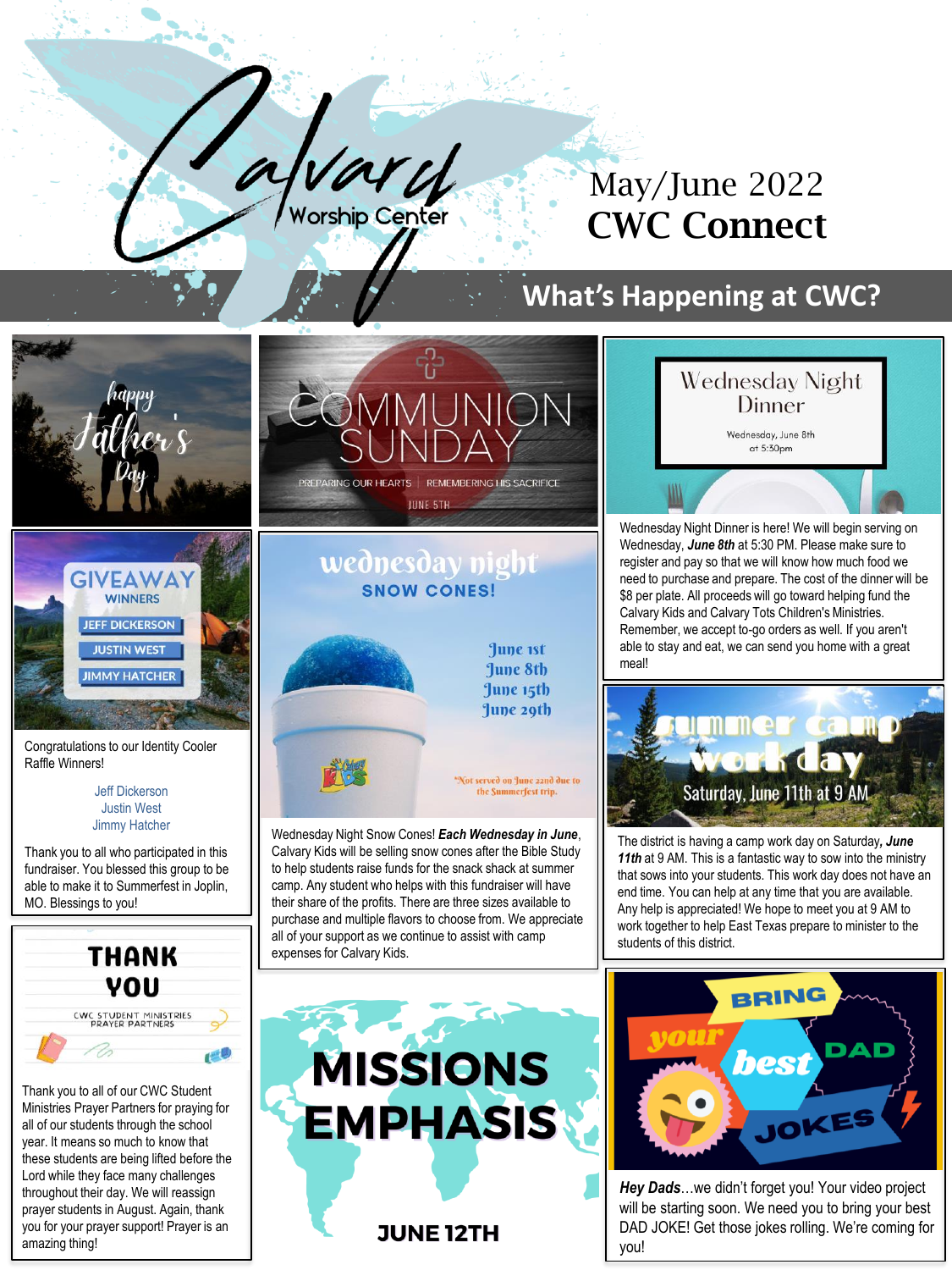# Calvary Worship Center

## May/June 2022
# CWC Connect

## What's Happening at CWC?

happy Father's Day

### COMMUNION SUNDAY

PREPARING OUR HEARTS | REMEMBERING HIS SACRIFICE

JUNE 5TH

### Wednesday Night Dinner

Wednesday, June 8th at 5:30pm

Wednesday Night Dinner is here! We will begin serving on Wednesday, ***June 8th*** at 5:30 PM. Please make sure to register and pay so that we will know how much food we need to purchase and prepare. The cost of the dinner will be $8 per plate. All proceeds will go toward helping fund the Calvary Kids and Calvary Tots Children's Ministries. Remember, we accept to-go orders as well. If you aren't able to stay and eat, we can send you home with a great meal!

### GIVEAWAY WINNERS

- JEFF DICKERSON
- JUSTIN WEST
- JIMMY HATCHER

Congratulations to our Identity Cooler Raffle Winners!

Jeff Dickerson
Justin West
Jimmy Hatcher

Thank you to all who participated in this fundraiser. You blessed this group to be able to make it to Summerfest in Joplin, MO. Blessings to you!

### wednesday night SNOW CONES!

June 1st
June 8th
June 15th
June 29th

*Not served on June 22nd due to the Summerfest trip.

Wednesday Night Snow Cones! ***Each Wednesday in June***, Calvary Kids will be selling snow cones after the Bible Study to help students raise funds for the snack shack at summer camp. Any student who helps with this fundraiser will have their share of the profits. There are three sizes available to purchase and multiple flavors to choose from. We appreciate all of your support as we continue to assist with camp expenses for Calvary Kids.

### summer camp work day

Saturday, June 11th at 9 AM

The district is having a camp work day on Saturday, ***June 11th*** at 9 AM. This is a fantastic way to sow into the ministry that sows into your students. This work day does not have an end time. You can help at any time that you are available. Any help is appreciated! We hope to meet you at 9 AM to work together to help East Texas prepare to minister to the students of this district.

### THANK YOU

CWC STUDENT MINISTRIES PRAYER PARTNERS

Thank you to all of our CWC Student Ministries Prayer Partners for praying for all of our students through the school year. It means so much to know that these students are being lifted before the Lord while they face many challenges throughout their day. We will reassign prayer students in August. Again, thank you for your prayer support! Prayer is an amazing thing!

### MISSIONS EMPHASIS

JUNE 12TH

### BRING your best DAD JOKES

***Hey Dads***...we didn't forget you! Your video project will be starting soon. We need you to bring your best DAD JOKE! Get those jokes rolling. We're coming for you!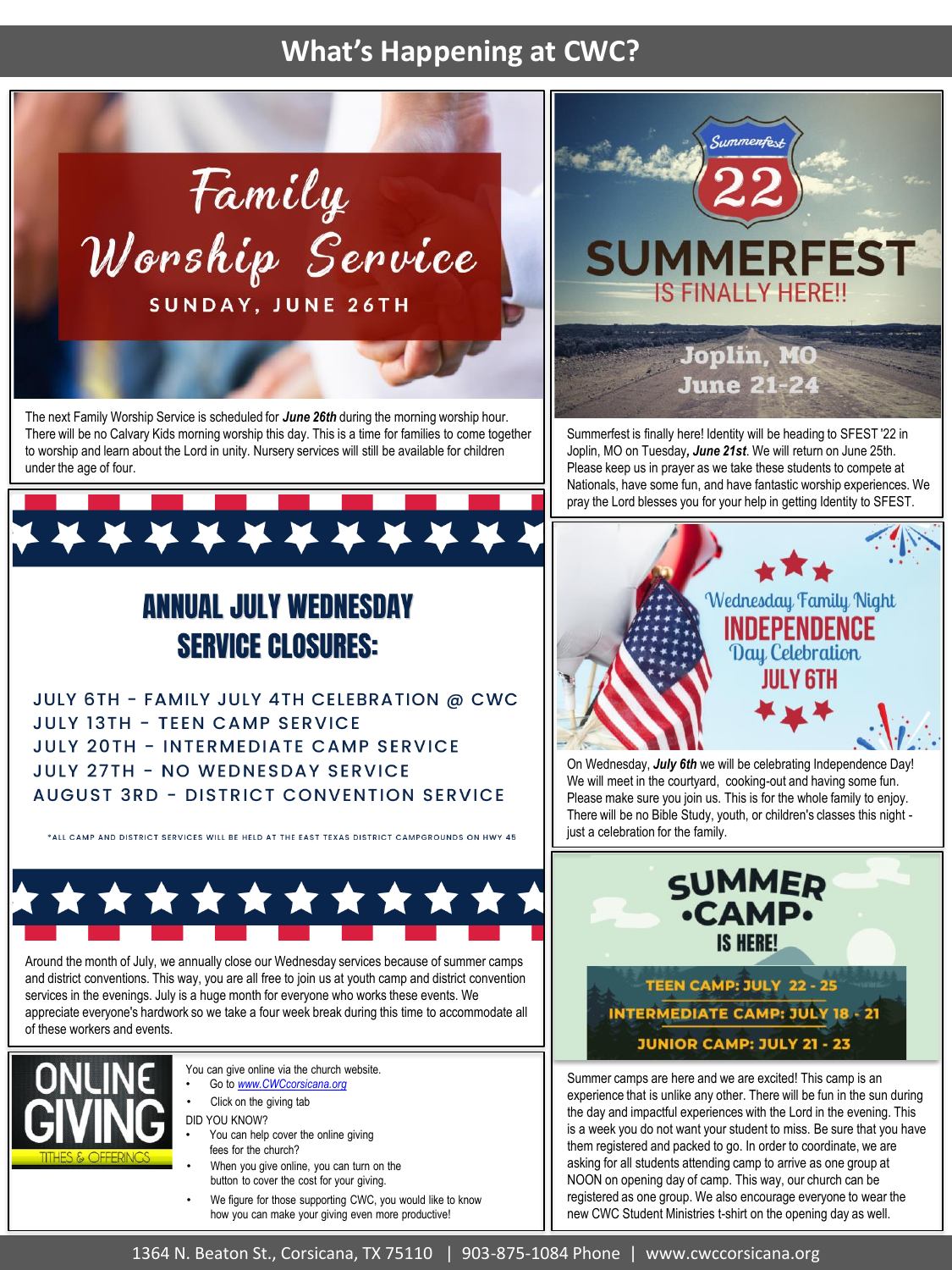# What's Happening at CWC?

## Family Worship Service

SUNDAY, JUNE 26TH

The next Family Worship Service is scheduled for ***June 26th*** during the morning worship hour. There will be no Calvary Kids morning worship this day. This is a time for families to come together to worship and learn about the Lord in unity. Nursery services will still be available for children under the age of four.

## ANNUAL JULY WEDNESDAY SERVICE CLOSURES:

JULY 6TH - FAMILY JULY 4TH CELEBRATION @ CWC
JULY 13TH - TEEN CAMP SERVICE
JULY 20TH - INTERMEDIATE CAMP SERVICE
JULY 27TH - NO WEDNESDAY SERVICE
AUGUST 3RD - DISTRICT CONVENTION SERVICE

*ALL CAMP AND DISTRICT SERVICES WILL BE HELD AT THE EAST TEXAS DISTRICT CAMPGROUNDS ON HWY 45

Around the month of July, we annually close our Wednesday services because of summer camps and district conventions. This way, you are all free to join us at youth camp and district convention services in the evenings. July is a huge month for everyone who works these events. We appreciate everyone's hardwork so we take a four week break during this time to accommodate all of these workers and events.

## ONLINE GIVING

TITHES & OFFERINGS

You can give online via the church website.

- Go to www.CWCcorsicana.org
- Click on the giving tab

DID YOU KNOW?

- You can help cover the online giving fees for the church?
- When you give online, you can turn on the button to cover the cost for your giving.
- We figure for those supporting CWC, you would like to know how you can make your giving even more productive!

## Summerfest 22 — SUMMERFEST IS FINALLY HERE!!

Joplin, MO
June 21-24

Summerfest is finally here! Identity will be heading to SFEST '22 in Joplin, MO on Tuesday***, June 21st***. We will return on June 25th. Please keep us in prayer as we take these students to compete at Nationals, have some fun, and have fantastic worship experiences. We pray the Lord blesses you for your help in getting Identity to SFEST.

## Wednesday Family Night — INDEPENDENCE Day Celebration

JULY 6TH

On Wednesday, ***July 6th*** we will be celebrating Independence Day! We will meet in the courtyard, cooking-out and having some fun. Please make sure you join us. This is for the whole family to enjoy. There will be no Bible Study, youth, or children's classes this night - just a celebration for the family.

## SUMMER •CAMP• IS HERE!

TEEN CAMP: JULY 22 - 25
INTERMEDIATE CAMP: JULY 18 - 21
JUNIOR CAMP: JULY 21 - 23

Summer camps are here and we are excited! This camp is an experience that is unlike any other. There will be fun in the sun during the day and impactful experiences with the Lord in the evening. This is a week you do not want your student to miss. Be sure that you have them registered and packed to go. In order to coordinate, we are asking for all students attending camp to arrive as one group at NOON on opening day of camp. This way, our church can be registered as one group. We also encourage everyone to wear the new CWC Student Ministries t-shirt on the opening day as well.

1364 N. Beaton St., Corsicana, TX 75110 | 903-875-1084 Phone | www.cwccorsicana.org